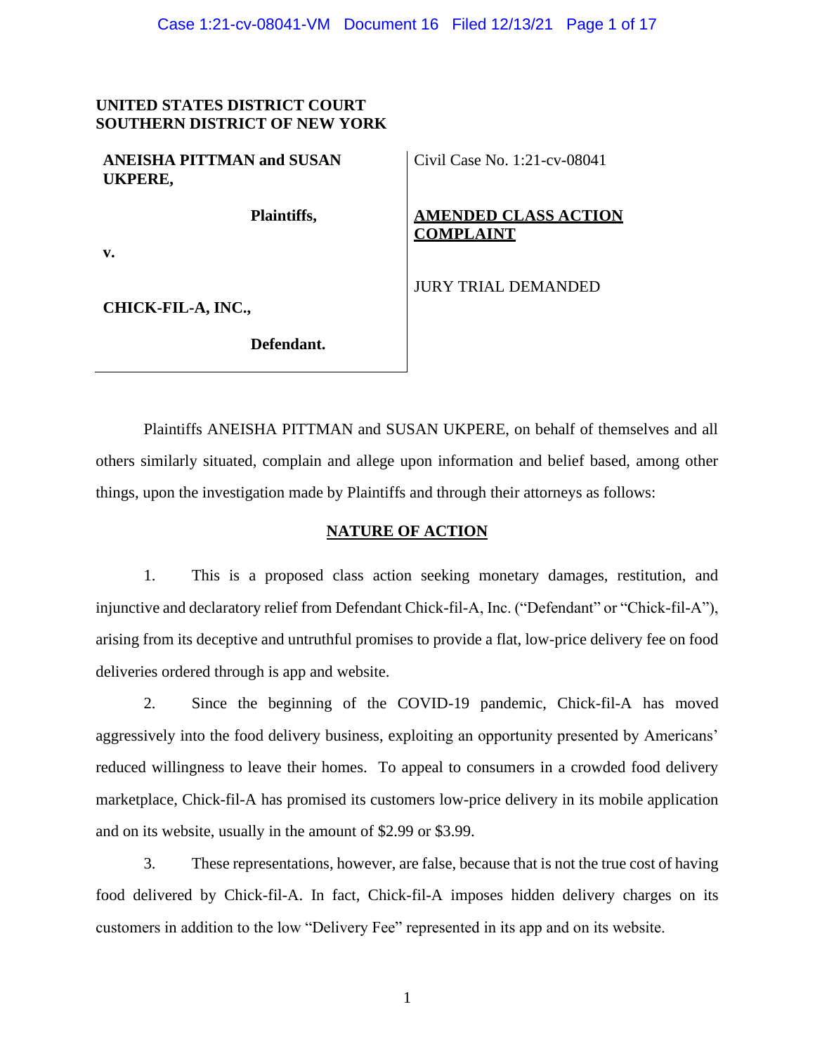**UNITED STATES DISTRICT COURT**
**SOUTHERN DISTRICT OF NEW YORK**

| | |
|---|---|
| **ANEISHA PITTMAN and SUSAN UKPERE,** | Civil Case No. 1:21-cv-08041 |
| **Plaintiffs,** | **AMENDED CLASS ACTION COMPLAINT** |
| **v.** | |
| | JURY TRIAL DEMANDED |
| **CHICK-FIL-A, INC.,** | |
| **Defendant.** | |

Plaintiffs ANEISHA PITTMAN and SUSAN UKPERE, on behalf of themselves and all others similarly situated, complain and allege upon information and belief based, among other things, upon the investigation made by Plaintiffs and through their attorneys as follows:

## NATURE OF ACTION

1. This is a proposed class action seeking monetary damages, restitution, and injunctive and declaratory relief from Defendant Chick-fil-A, Inc. ("Defendant" or "Chick-fil-A"), arising from its deceptive and untruthful promises to provide a flat, low-price delivery fee on food deliveries ordered through is app and website.

2. Since the beginning of the COVID-19 pandemic, Chick-fil-A has moved aggressively into the food delivery business, exploiting an opportunity presented by Americans' reduced willingness to leave their homes. To appeal to consumers in a crowded food delivery marketplace, Chick-fil-A has promised its customers low-price delivery in its mobile application and on its website, usually in the amount of $2.99 or $3.99.

3. These representations, however, are false, because that is not the true cost of having food delivered by Chick-fil-A. In fact, Chick-fil-A imposes hidden delivery charges on its customers in addition to the low "Delivery Fee" represented in its app and on its website.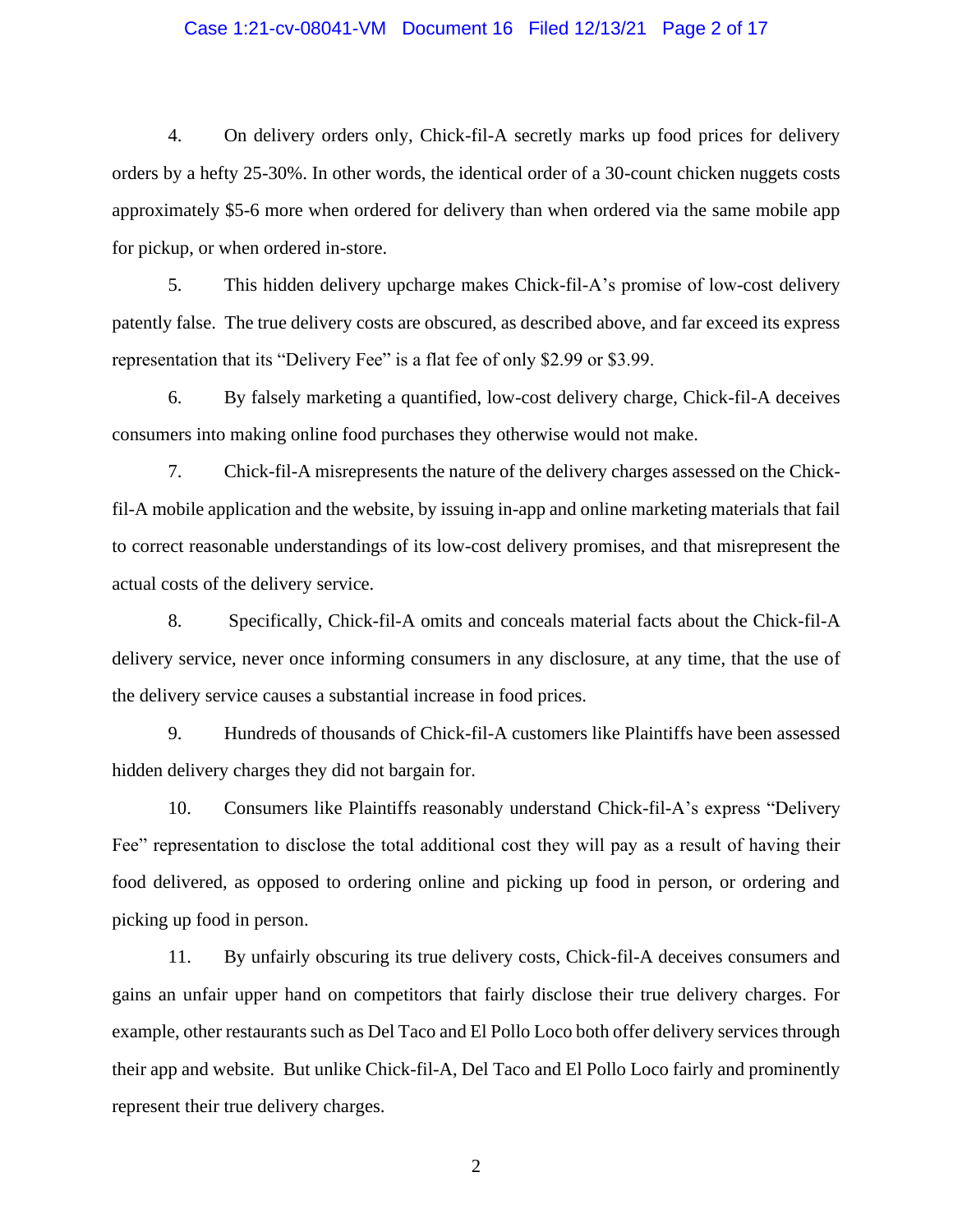4. On delivery orders only, Chick-fil-A secretly marks up food prices for delivery orders by a hefty 25-30%. In other words, the identical order of a 30-count chicken nuggets costs approximately $5-6 more when ordered for delivery than when ordered via the same mobile app for pickup, or when ordered in-store.

5. This hidden delivery upcharge makes Chick-fil-A's promise of low-cost delivery patently false. The true delivery costs are obscured, as described above, and far exceed its express representation that its "Delivery Fee" is a flat fee of only $2.99 or $3.99.

6. By falsely marketing a quantified, low-cost delivery charge, Chick-fil-A deceives consumers into making online food purchases they otherwise would not make.

7. Chick-fil-A misrepresents the nature of the delivery charges assessed on the Chick-fil-A mobile application and the website, by issuing in-app and online marketing materials that fail to correct reasonable understandings of its low-cost delivery promises, and that misrepresent the actual costs of the delivery service.

8. Specifically, Chick-fil-A omits and conceals material facts about the Chick-fil-A delivery service, never once informing consumers in any disclosure, at any time, that the use of the delivery service causes a substantial increase in food prices.

9. Hundreds of thousands of Chick-fil-A customers like Plaintiffs have been assessed hidden delivery charges they did not bargain for.

10. Consumers like Plaintiffs reasonably understand Chick-fil-A's express "Delivery Fee" representation to disclose the total additional cost they will pay as a result of having their food delivered, as opposed to ordering online and picking up food in person, or ordering and picking up food in person.

11. By unfairly obscuring its true delivery costs, Chick-fil-A deceives consumers and gains an unfair upper hand on competitors that fairly disclose their true delivery charges. For example, other restaurants such as Del Taco and El Pollo Loco both offer delivery services through their app and website. But unlike Chick-fil-A, Del Taco and El Pollo Loco fairly and prominently represent their true delivery charges.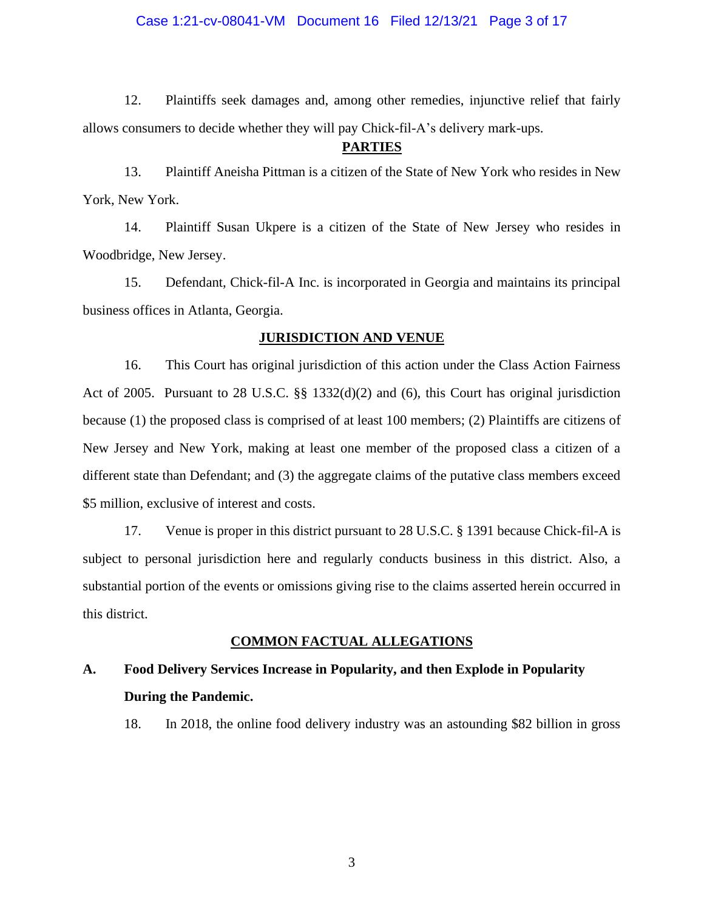12. Plaintiffs seek damages and, among other remedies, injunctive relief that fairly allows consumers to decide whether they will pay Chick-fil-A's delivery mark-ups.

## PARTIES

13. Plaintiff Aneisha Pittman is a citizen of the State of New York who resides in New York, New York.

14. Plaintiff Susan Ukpere is a citizen of the State of New Jersey who resides in Woodbridge, New Jersey.

15. Defendant, Chick-fil-A Inc. is incorporated in Georgia and maintains its principal business offices in Atlanta, Georgia.

## JURISDICTION AND VENUE

16. This Court has original jurisdiction of this action under the Class Action Fairness Act of 2005. Pursuant to 28 U.S.C. §§ 1332(d)(2) and (6), this Court has original jurisdiction because (1) the proposed class is comprised of at least 100 members; (2) Plaintiffs are citizens of New Jersey and New York, making at least one member of the proposed class a citizen of a different state than Defendant; and (3) the aggregate claims of the putative class members exceed $5 million, exclusive of interest and costs.

17. Venue is proper in this district pursuant to 28 U.S.C. § 1391 because Chick-fil-A is subject to personal jurisdiction here and regularly conducts business in this district. Also, a substantial portion of the events or omissions giving rise to the claims asserted herein occurred in this district.

## COMMON FACTUAL ALLEGATIONS

### A. Food Delivery Services Increase in Popularity, and then Explode in Popularity During the Pandemic.

18. In 2018, the online food delivery industry was an astounding $82 billion in gross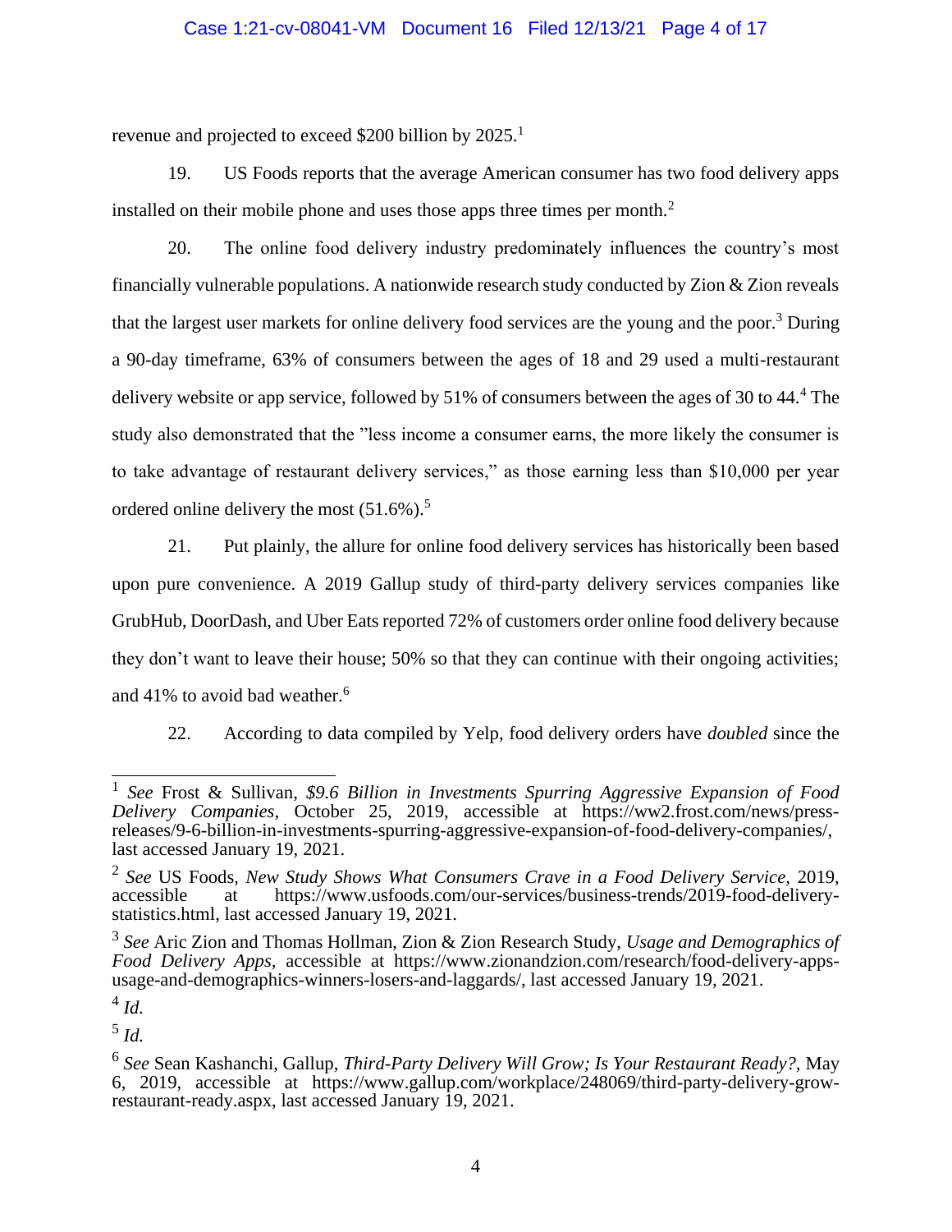revenue and projected to exceed $200 billion by 2025.[1]

19. US Foods reports that the average American consumer has two food delivery apps installed on their mobile phone and uses those apps three times per month.[2]

20. The online food delivery industry predominately influences the country's most financially vulnerable populations. A nationwide research study conducted by Zion & Zion reveals that the largest user markets for online delivery food services are the young and the poor.[3] During a 90-day timeframe, 63% of consumers between the ages of 18 and 29 used a multi-restaurant delivery website or app service, followed by 51% of consumers between the ages of 30 to 44.[4] The study also demonstrated that the "less income a consumer earns, the more likely the consumer is to take advantage of restaurant delivery services," as those earning less than $10,000 per year ordered online delivery the most (51.6%).[5]

21. Put plainly, the allure for online food delivery services has historically been based upon pure convenience. A 2019 Gallup study of third-party delivery services companies like GrubHub, DoorDash, and Uber Eats reported 72% of customers order online food delivery because they don't want to leave their house; 50% so that they can continue with their ongoing activities; and 41% to avoid bad weather.[6]

22. According to data compiled by Yelp, food delivery orders have *doubled* since the

---

[1] *See* Frost & Sullivan, *$9.6 Billion in Investments Spurring Aggressive Expansion of Food Delivery Companies*, October 25, 2019, accessible at https://ww2.frost.com/news/press-releases/9-6-billion-in-investments-spurring-aggressive-expansion-of-food-delivery-companies/, last accessed January 19, 2021.

[2] *See* US Foods, *New Study Shows What Consumers Crave in a Food Delivery Service*, 2019, accessible at https://www.usfoods.com/our-services/business-trends/2019-food-delivery-statistics.html, last accessed January 19, 2021.

[3] *See* Aric Zion and Thomas Hollman, Zion & Zion Research Study, *Usage and Demographics of Food Delivery Apps*, accessible at https://www.zionandzion.com/research/food-delivery-apps-usage-and-demographics-winners-losers-and-laggards/, last accessed January 19, 2021.

[4] *Id.*

[5] *Id.*

[6] *See* Sean Kashanchi, Gallup, *Third-Party Delivery Will Grow; Is Your Restaurant Ready?*, May 6, 2019, accessible at https://www.gallup.com/workplace/248069/third-party-delivery-grow-restaurant-ready.aspx, last accessed January 19, 2021.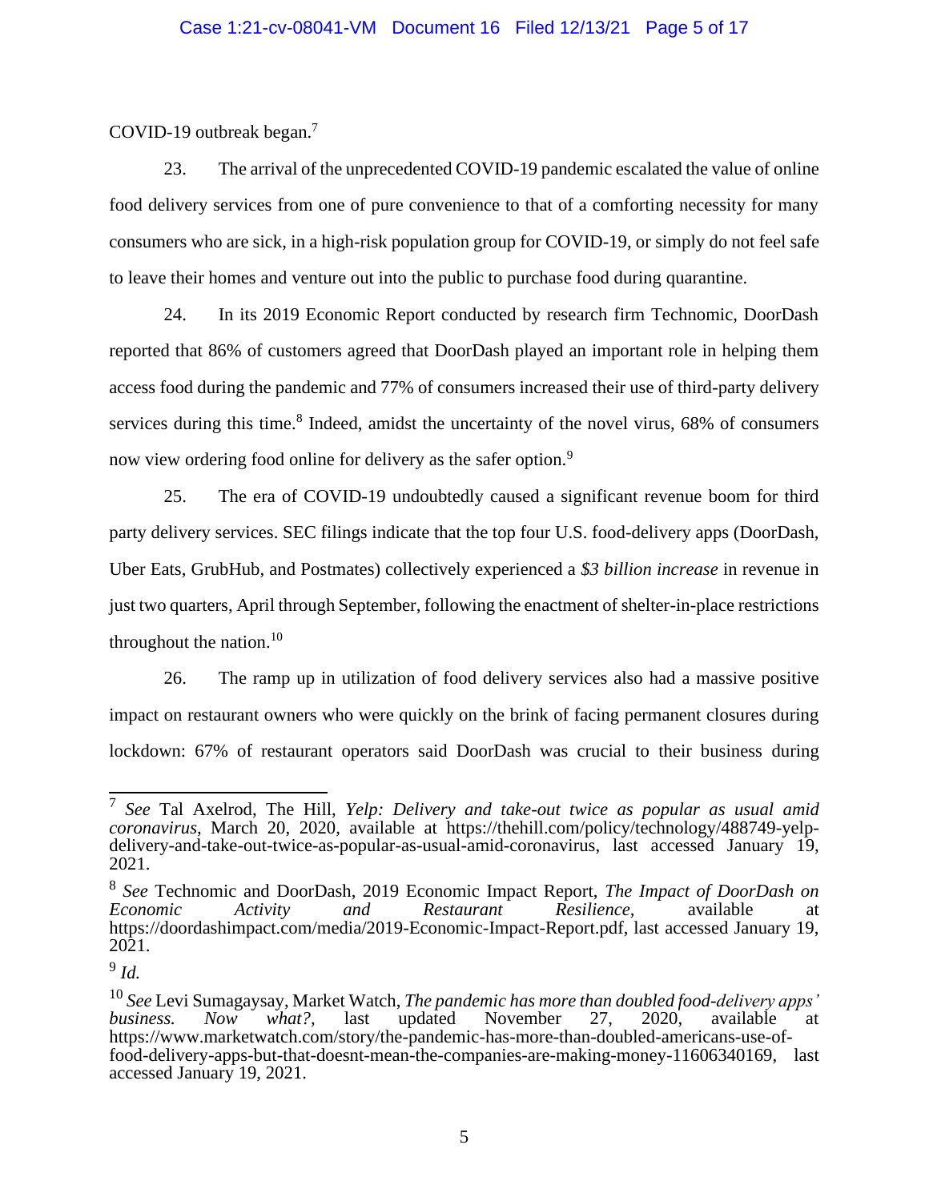COVID-19 outbreak began.[7]

23. The arrival of the unprecedented COVID-19 pandemic escalated the value of online food delivery services from one of pure convenience to that of a comforting necessity for many consumers who are sick, in a high-risk population group for COVID-19, or simply do not feel safe to leave their homes and venture out into the public to purchase food during quarantine.

24. In its 2019 Economic Report conducted by research firm Technomic, DoorDash reported that 86% of customers agreed that DoorDash played an important role in helping them access food during the pandemic and 77% of consumers increased their use of third-party delivery services during this time.[8] Indeed, amidst the uncertainty of the novel virus, 68% of consumers now view ordering food online for delivery as the safer option.[9]

25. The era of COVID-19 undoubtedly caused a significant revenue boom for third party delivery services. SEC filings indicate that the top four U.S. food-delivery apps (DoorDash, Uber Eats, GrubHub, and Postmates) collectively experienced a *$3 billion increase* in revenue in just two quarters, April through September, following the enactment of shelter-in-place restrictions throughout the nation.[10]

26. The ramp up in utilization of food delivery services also had a massive positive impact on restaurant owners who were quickly on the brink of facing permanent closures during lockdown: 67% of restaurant operators said DoorDash was crucial to their business during

---

[7] *See* Tal Axelrod, The Hill, *Yelp: Delivery and take-out twice as popular as usual amid coronavirus*, March 20, 2020, available at https://thehill.com/policy/technology/488749-yelp-delivery-and-take-out-twice-as-popular-as-usual-amid-coronavirus, last accessed January 19, 2021.

[8] *See* Technomic and DoorDash, 2019 Economic Impact Report, *The Impact of DoorDash on Economic Activity and Restaurant Resilience*, available at https://doordashimpact.com/media/2019-Economic-Impact-Report.pdf, last accessed January 19, 2021.

[9] *Id.*

[10] *See* Levi Sumagaysay, Market Watch, *The pandemic has more than doubled food-delivery apps' business. Now what?*, last updated November 27, 2020, available at https://www.marketwatch.com/story/the-pandemic-has-more-than-doubled-americans-use-of-food-delivery-apps-but-that-doesnt-mean-the-companies-are-making-money-11606340169, last accessed January 19, 2021.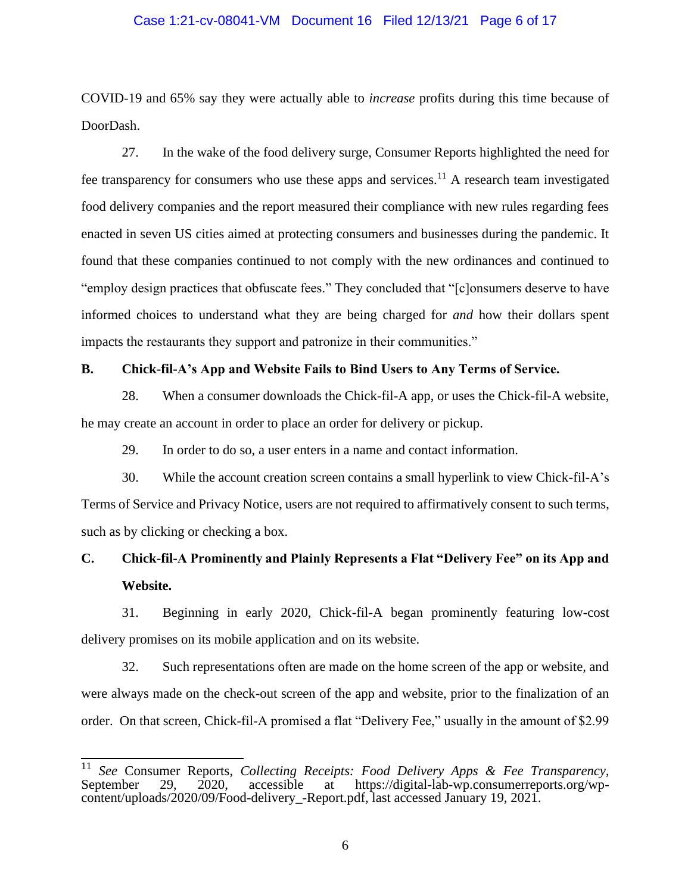COVID-19 and 65% say they were actually able to *increase* profits during this time because of DoorDash.

27. In the wake of the food delivery surge, Consumer Reports highlighted the need for fee transparency for consumers who use these apps and services.[11] A research team investigated food delivery companies and the report measured their compliance with new rules regarding fees enacted in seven US cities aimed at protecting consumers and businesses during the pandemic. It found that these companies continued to not comply with the new ordinances and continued to "employ design practices that obfuscate fees." They concluded that "[c]onsumers deserve to have informed choices to understand what they are being charged for *and* how their dollars spent impacts the restaurants they support and patronize in their communities."

### B. Chick-fil-A's App and Website Fails to Bind Users to Any Terms of Service.

28. When a consumer downloads the Chick-fil-A app, or uses the Chick-fil-A website, he may create an account in order to place an order for delivery or pickup.

29. In order to do so, a user enters in a name and contact information.

30. While the account creation screen contains a small hyperlink to view Chick-fil-A's Terms of Service and Privacy Notice, users are not required to affirmatively consent to such terms, such as by clicking or checking a box.

### C. Chick-fil-A Prominently and Plainly Represents a Flat "Delivery Fee" on its App and Website.

31. Beginning in early 2020, Chick-fil-A began prominently featuring low-cost delivery promises on its mobile application and on its website.

32. Such representations often are made on the home screen of the app or website, and were always made on the check-out screen of the app and website, prior to the finalization of an order. On that screen, Chick-fil-A promised a flat "Delivery Fee," usually in the amount of $2.99

---

[11] *See* Consumer Reports, *Collecting Receipts: Food Delivery Apps & Fee Transparency*, September 29, 2020, accessible at https://digital-lab-wp.consumerreports.org/wp-content/uploads/2020/09/Food-delivery_-Report.pdf, last accessed January 19, 2021.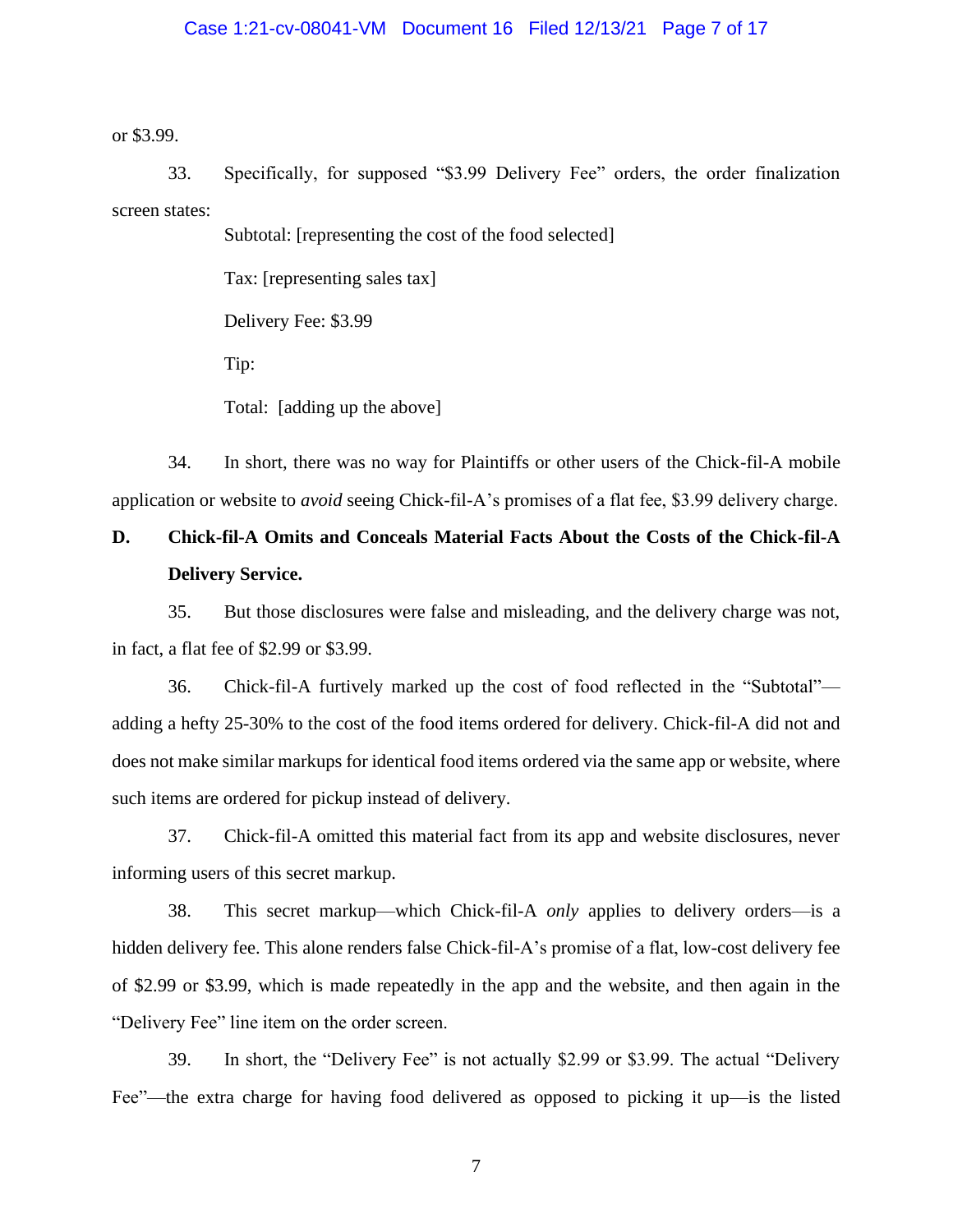or $3.99.

33. Specifically, for supposed "$3.99 Delivery Fee" orders, the order finalization screen states:

> Subtotal: [representing the cost of the food selected]
>
> Tax: [representing sales tax]
>
> Delivery Fee: $3.99
>
> Tip:
>
> Total: [adding up the above]

34. In short, there was no way for Plaintiffs or other users of the Chick-fil-A mobile application or website to *avoid* seeing Chick-fil-A's promises of a flat fee, $3.99 delivery charge.

**D. Chick-fil-A Omits and Conceals Material Facts About the Costs of the Chick-fil-A Delivery Service.**

35. But those disclosures were false and misleading, and the delivery charge was not, in fact, a flat fee of $2.99 or $3.99.

36. Chick-fil-A furtively marked up the cost of food reflected in the "Subtotal"—adding a hefty 25-30% to the cost of the food items ordered for delivery. Chick-fil-A did not and does not make similar markups for identical food items ordered via the same app or website, where such items are ordered for pickup instead of delivery.

37. Chick-fil-A omitted this material fact from its app and website disclosures, never informing users of this secret markup.

38. This secret markup—which Chick-fil-A *only* applies to delivery orders—is a hidden delivery fee. This alone renders false Chick-fil-A's promise of a flat, low-cost delivery fee of $2.99 or $3.99, which is made repeatedly in the app and the website, and then again in the "Delivery Fee" line item on the order screen.

39. In short, the "Delivery Fee" is not actually $2.99 or $3.99. The actual "Delivery Fee"—the extra charge for having food delivered as opposed to picking it up—is the listed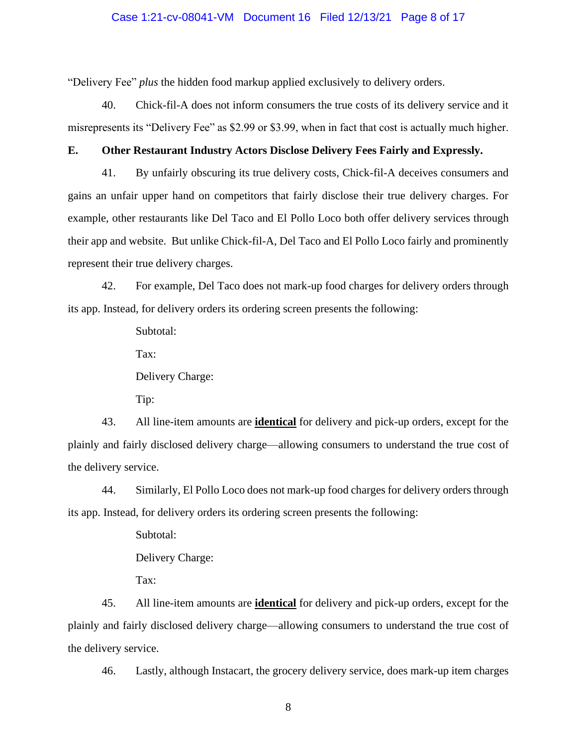"Delivery Fee" *plus* the hidden food markup applied exclusively to delivery orders.

40. Chick-fil-A does not inform consumers the true costs of its delivery service and it misrepresents its "Delivery Fee" as $2.99 or $3.99, when in fact that cost is actually much higher.

**E. Other Restaurant Industry Actors Disclose Delivery Fees Fairly and Expressly.**

41. By unfairly obscuring its true delivery costs, Chick-fil-A deceives consumers and gains an unfair upper hand on competitors that fairly disclose their true delivery charges. For example, other restaurants like Del Taco and El Pollo Loco both offer delivery services through their app and website. But unlike Chick-fil-A, Del Taco and El Pollo Loco fairly and prominently represent their true delivery charges.

42. For example, Del Taco does not mark-up food charges for delivery orders through its app. Instead, for delivery orders its ordering screen presents the following:

Subtotal:

Tax:

Delivery Charge:

Tip:

43. All line-item amounts are **<u>identical</u>** for delivery and pick-up orders, except for the plainly and fairly disclosed delivery charge—allowing consumers to understand the true cost of the delivery service.

44. Similarly, El Pollo Loco does not mark-up food charges for delivery orders through its app. Instead, for delivery orders its ordering screen presents the following:

Subtotal:

Delivery Charge:

Tax:

45. All line-item amounts are **<u>identical</u>** for delivery and pick-up orders, except for the plainly and fairly disclosed delivery charge—allowing consumers to understand the true cost of the delivery service.

46. Lastly, although Instacart, the grocery delivery service, does mark-up item charges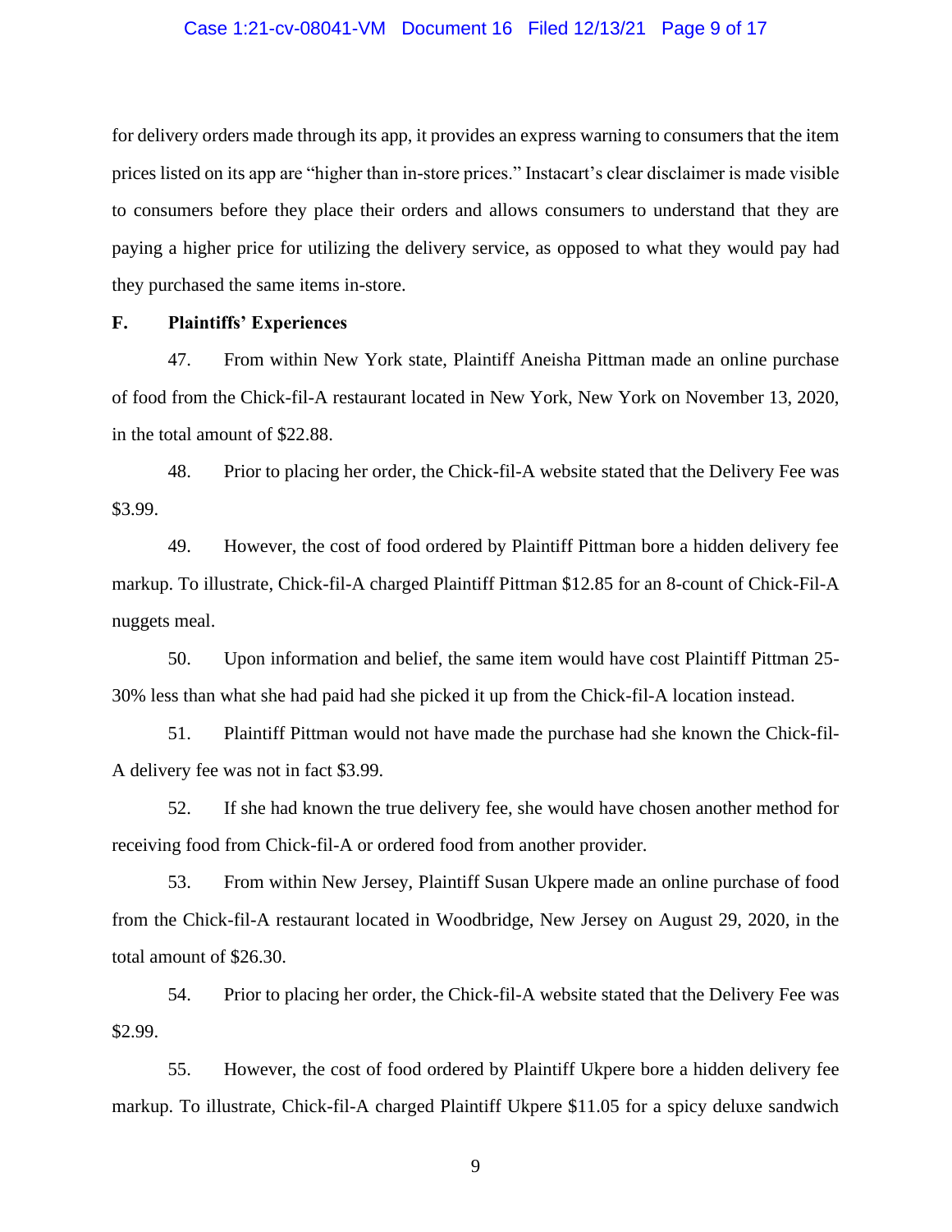for delivery orders made through its app, it provides an express warning to consumers that the item prices listed on its app are "higher than in-store prices." Instacart's clear disclaimer is made visible to consumers before they place their orders and allows consumers to understand that they are paying a higher price for utilizing the delivery service, as opposed to what they would pay had they purchased the same items in-store.

**F. Plaintiffs' Experiences**

47. From within New York state, Plaintiff Aneisha Pittman made an online purchase of food from the Chick-fil-A restaurant located in New York, New York on November 13, 2020, in the total amount of $22.88.

48. Prior to placing her order, the Chick-fil-A website stated that the Delivery Fee was $3.99.

49. However, the cost of food ordered by Plaintiff Pittman bore a hidden delivery fee markup. To illustrate, Chick-fil-A charged Plaintiff Pittman $12.85 for an 8-count of Chick-Fil-A nuggets meal.

50. Upon information and belief, the same item would have cost Plaintiff Pittman 25-30% less than what she had paid had she picked it up from the Chick-fil-A location instead.

51. Plaintiff Pittman would not have made the purchase had she known the Chick-fil-A delivery fee was not in fact $3.99.

52. If she had known the true delivery fee, she would have chosen another method for receiving food from Chick-fil-A or ordered food from another provider.

53. From within New Jersey, Plaintiff Susan Ukpere made an online purchase of food from the Chick-fil-A restaurant located in Woodbridge, New Jersey on August 29, 2020, in the total amount of $26.30.

54. Prior to placing her order, the Chick-fil-A website stated that the Delivery Fee was $2.99.

55. However, the cost of food ordered by Plaintiff Ukpere bore a hidden delivery fee markup. To illustrate, Chick-fil-A charged Plaintiff Ukpere $11.05 for a spicy deluxe sandwich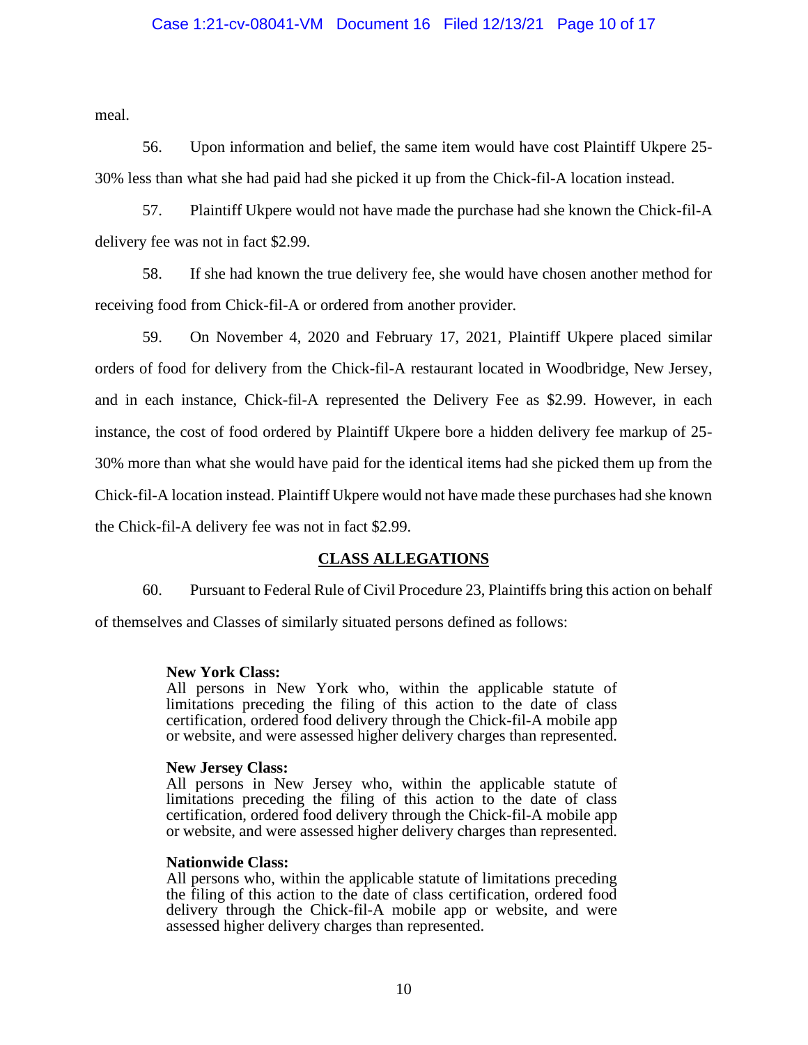meal.

56. Upon information and belief, the same item would have cost Plaintiff Ukpere 25-30% less than what she had paid had she picked it up from the Chick-fil-A location instead.

57. Plaintiff Ukpere would not have made the purchase had she known the Chick-fil-A delivery fee was not in fact $2.99.

58. If she had known the true delivery fee, she would have chosen another method for receiving food from Chick-fil-A or ordered from another provider.

59. On November 4, 2020 and February 17, 2021, Plaintiff Ukpere placed similar orders of food for delivery from the Chick-fil-A restaurant located in Woodbridge, New Jersey, and in each instance, Chick-fil-A represented the Delivery Fee as $2.99. However, in each instance, the cost of food ordered by Plaintiff Ukpere bore a hidden delivery fee markup of 25-30% more than what she would have paid for the identical items had she picked them up from the Chick-fil-A location instead. Plaintiff Ukpere would not have made these purchases had she known the Chick-fil-A delivery fee was not in fact $2.99.

## CLASS ALLEGATIONS

60. Pursuant to Federal Rule of Civil Procedure 23, Plaintiffs bring this action on behalf of themselves and Classes of similarly situated persons defined as follows:

> **New York Class:**
> All persons in New York who, within the applicable statute of limitations preceding the filing of this action to the date of class certification, ordered food delivery through the Chick-fil-A mobile app or website, and were assessed higher delivery charges than represented.
>
> **New Jersey Class:**
> All persons in New Jersey who, within the applicable statute of limitations preceding the filing of this action to the date of class certification, ordered food delivery through the Chick-fil-A mobile app or website, and were assessed higher delivery charges than represented.
>
> **Nationwide Class:**
> All persons who, within the applicable statute of limitations preceding the filing of this action to the date of class certification, ordered food delivery through the Chick-fil-A mobile app or website, and were assessed higher delivery charges than represented.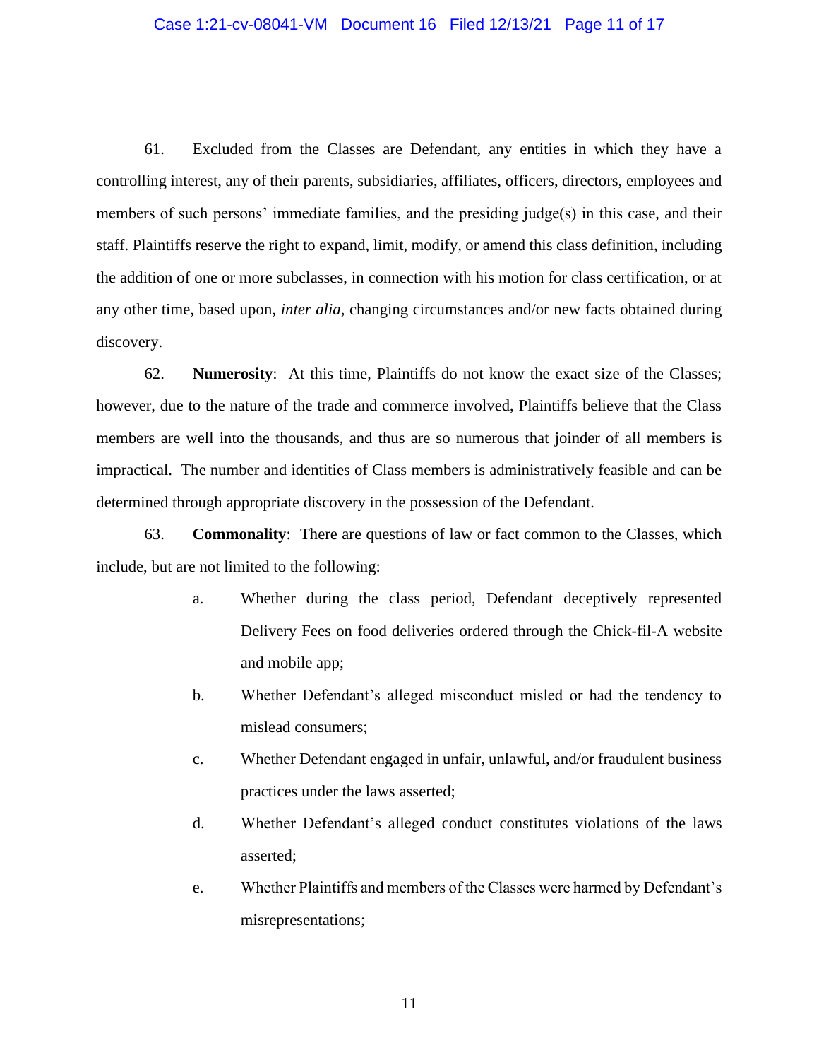61. Excluded from the Classes are Defendant, any entities in which they have a controlling interest, any of their parents, subsidiaries, affiliates, officers, directors, employees and members of such persons' immediate families, and the presiding judge(s) in this case, and their staff. Plaintiffs reserve the right to expand, limit, modify, or amend this class definition, including the addition of one or more subclasses, in connection with his motion for class certification, or at any other time, based upon, *inter alia,* changing circumstances and/or new facts obtained during discovery.

62. **Numerosity**: At this time, Plaintiffs do not know the exact size of the Classes; however, due to the nature of the trade and commerce involved, Plaintiffs believe that the Class members are well into the thousands, and thus are so numerous that joinder of all members is impractical. The number and identities of Class members is administratively feasible and can be determined through appropriate discovery in the possession of the Defendant.

63. **Commonality**: There are questions of law or fact common to the Classes, which include, but are not limited to the following:

a. Whether during the class period, Defendant deceptively represented Delivery Fees on food deliveries ordered through the Chick-fil-A website and mobile app;

b. Whether Defendant's alleged misconduct misled or had the tendency to mislead consumers;

c. Whether Defendant engaged in unfair, unlawful, and/or fraudulent business practices under the laws asserted;

d. Whether Defendant's alleged conduct constitutes violations of the laws asserted;

e. Whether Plaintiffs and members of the Classes were harmed by Defendant's misrepresentations;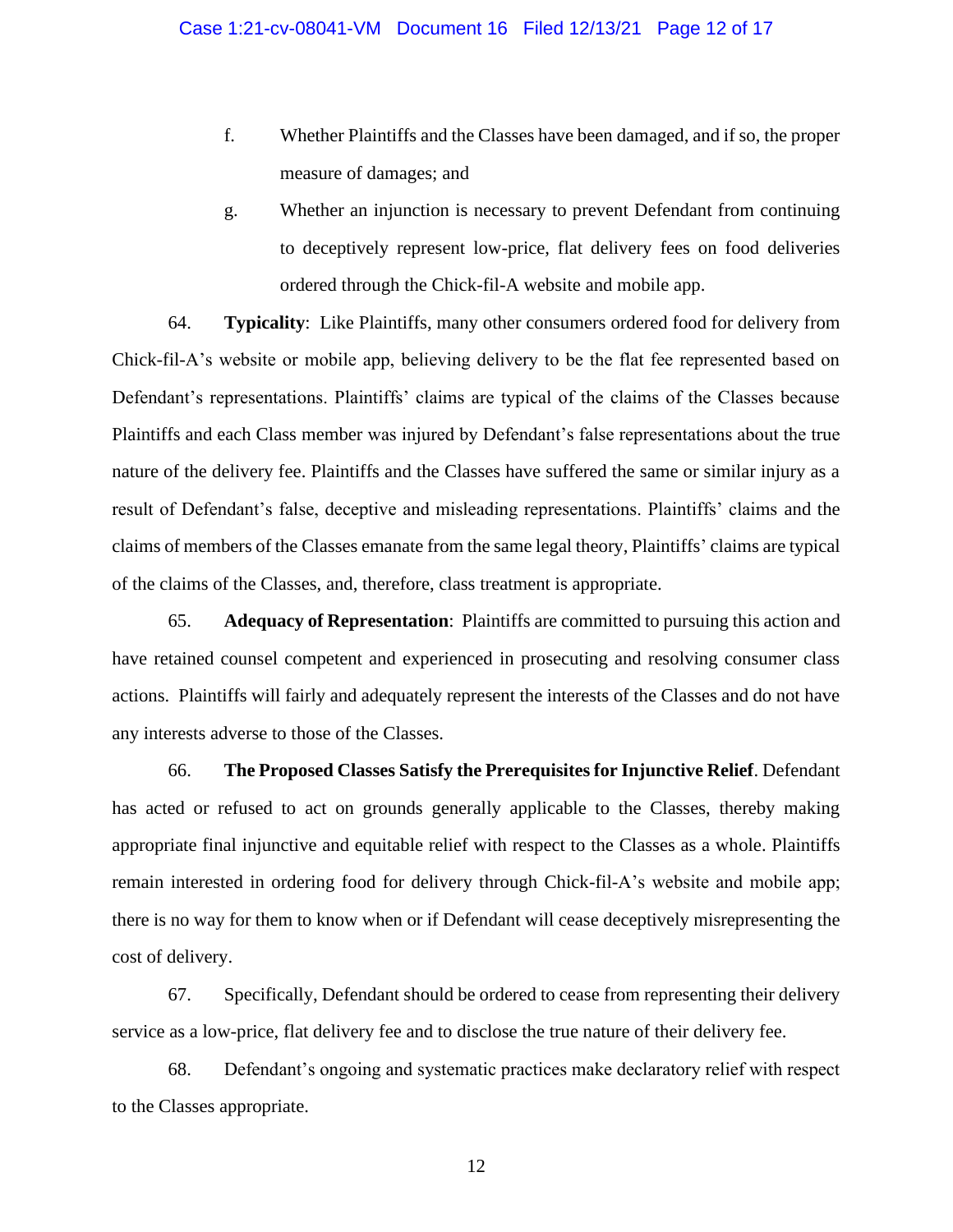f. Whether Plaintiffs and the Classes have been damaged, and if so, the proper measure of damages; and

g. Whether an injunction is necessary to prevent Defendant from continuing to deceptively represent low-price, flat delivery fees on food deliveries ordered through the Chick-fil-A website and mobile app.

64. **Typicality**: Like Plaintiffs, many other consumers ordered food for delivery from Chick-fil-A's website or mobile app, believing delivery to be the flat fee represented based on Defendant's representations. Plaintiffs' claims are typical of the claims of the Classes because Plaintiffs and each Class member was injured by Defendant's false representations about the true nature of the delivery fee. Plaintiffs and the Classes have suffered the same or similar injury as a result of Defendant's false, deceptive and misleading representations. Plaintiffs' claims and the claims of members of the Classes emanate from the same legal theory, Plaintiffs' claims are typical of the claims of the Classes, and, therefore, class treatment is appropriate.

65. **Adequacy of Representation**: Plaintiffs are committed to pursuing this action and have retained counsel competent and experienced in prosecuting and resolving consumer class actions. Plaintiffs will fairly and adequately represent the interests of the Classes and do not have any interests adverse to those of the Classes.

66. **The Proposed Classes Satisfy the Prerequisites for Injunctive Relief**. Defendant has acted or refused to act on grounds generally applicable to the Classes, thereby making appropriate final injunctive and equitable relief with respect to the Classes as a whole. Plaintiffs remain interested in ordering food for delivery through Chick-fil-A's website and mobile app; there is no way for them to know when or if Defendant will cease deceptively misrepresenting the cost of delivery.

67. Specifically, Defendant should be ordered to cease from representing their delivery service as a low-price, flat delivery fee and to disclose the true nature of their delivery fee.

68. Defendant's ongoing and systematic practices make declaratory relief with respect to the Classes appropriate.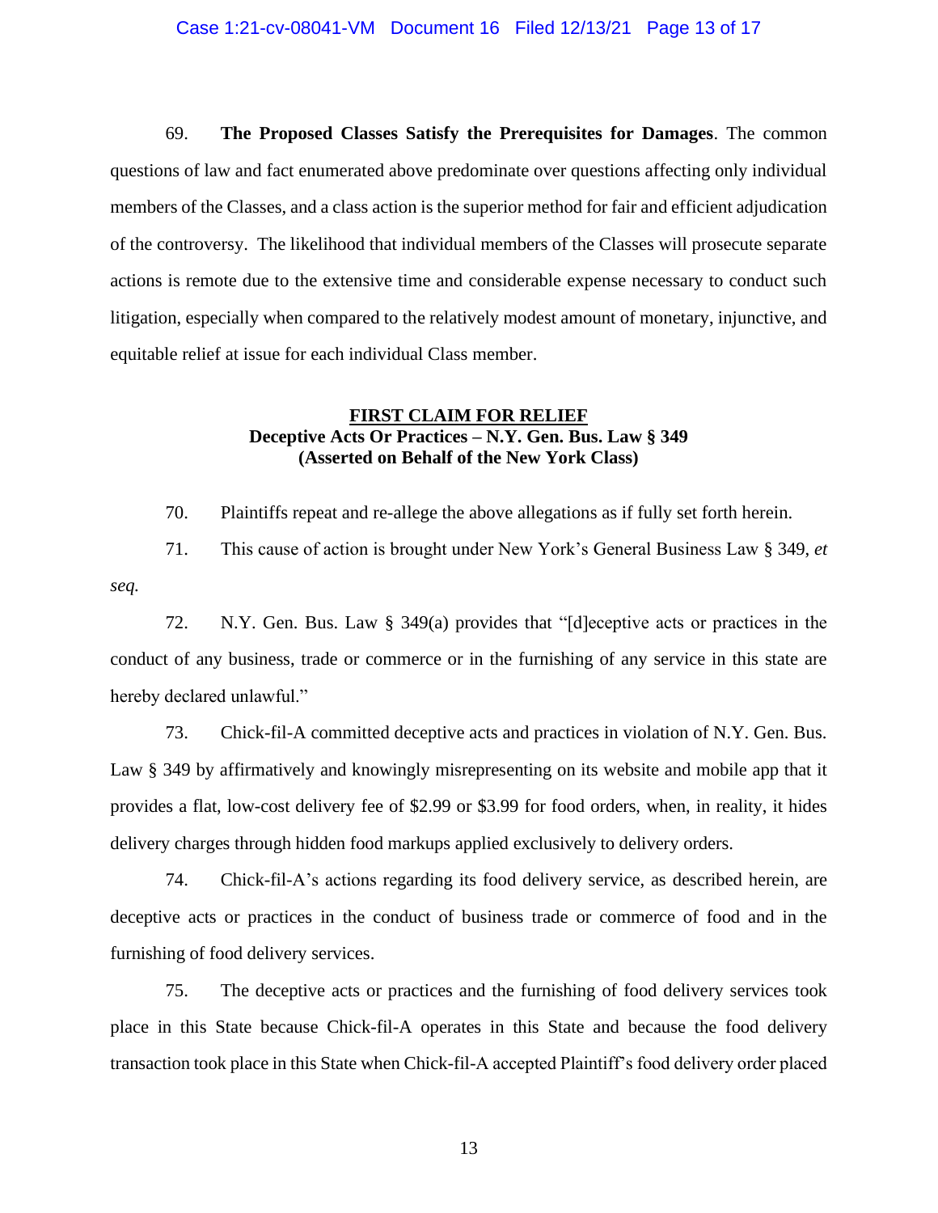69. **The Proposed Classes Satisfy the Prerequisites for Damages**. The common questions of law and fact enumerated above predominate over questions affecting only individual members of the Classes, and a class action is the superior method for fair and efficient adjudication of the controversy. The likelihood that individual members of the Classes will prosecute separate actions is remote due to the extensive time and considerable expense necessary to conduct such litigation, especially when compared to the relatively modest amount of monetary, injunctive, and equitable relief at issue for each individual Class member.

**FIRST CLAIM FOR RELIEF**
**Deceptive Acts Or Practices – N.Y. Gen. Bus. Law § 349**
**(Asserted on Behalf of the New York Class)**

70. Plaintiffs repeat and re-allege the above allegations as if fully set forth herein.

71. This cause of action is brought under New York's General Business Law § 349, *et seq.*

72. N.Y. Gen. Bus. Law § 349(a) provides that "[d]eceptive acts or practices in the conduct of any business, trade or commerce or in the furnishing of any service in this state are hereby declared unlawful."

73. Chick-fil-A committed deceptive acts and practices in violation of N.Y. Gen. Bus. Law § 349 by affirmatively and knowingly misrepresenting on its website and mobile app that it provides a flat, low-cost delivery fee of $2.99 or $3.99 for food orders, when, in reality, it hides delivery charges through hidden food markups applied exclusively to delivery orders.

74. Chick-fil-A's actions regarding its food delivery service, as described herein, are deceptive acts or practices in the conduct of business trade or commerce of food and in the furnishing of food delivery services.

75. The deceptive acts or practices and the furnishing of food delivery services took place in this State because Chick-fil-A operates in this State and because the food delivery transaction took place in this State when Chick-fil-A accepted Plaintiff's food delivery order placed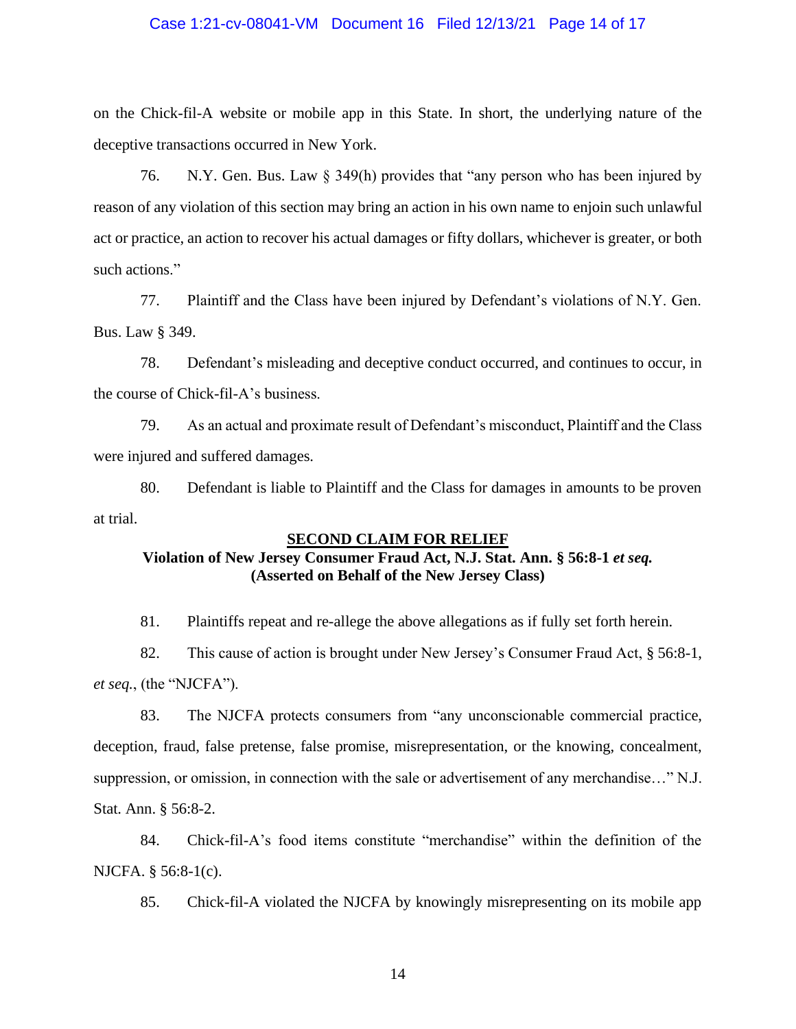on the Chick-fil-A website or mobile app in this State. In short, the underlying nature of the deceptive transactions occurred in New York.

76. N.Y. Gen. Bus. Law § 349(h) provides that "any person who has been injured by reason of any violation of this section may bring an action in his own name to enjoin such unlawful act or practice, an action to recover his actual damages or fifty dollars, whichever is greater, or both such actions."

77. Plaintiff and the Class have been injured by Defendant's violations of N.Y. Gen. Bus. Law § 349.

78. Defendant's misleading and deceptive conduct occurred, and continues to occur, in the course of Chick-fil-A's business.

79. As an actual and proximate result of Defendant's misconduct, Plaintiff and the Class were injured and suffered damages.

80. Defendant is liable to Plaintiff and the Class for damages in amounts to be proven at trial.

**SECOND CLAIM FOR RELIEF**

**Violation of New Jersey Consumer Fraud Act, N.J. Stat. Ann. § 56:8-1 *et seq.***
**(Asserted on Behalf of the New Jersey Class)**

81. Plaintiffs repeat and re-allege the above allegations as if fully set forth herein.

82. This cause of action is brought under New Jersey's Consumer Fraud Act, § 56:8-1, *et seq.*, (the "NJCFA").

83. The NJCFA protects consumers from "any unconscionable commercial practice, deception, fraud, false pretense, false promise, misrepresentation, or the knowing, concealment, suppression, or omission, in connection with the sale or advertisement of any merchandise…" N.J. Stat. Ann. § 56:8-2.

84. Chick-fil-A's food items constitute "merchandise" within the definition of the NJCFA. § 56:8-1(c).

85. Chick-fil-A violated the NJCFA by knowingly misrepresenting on its mobile app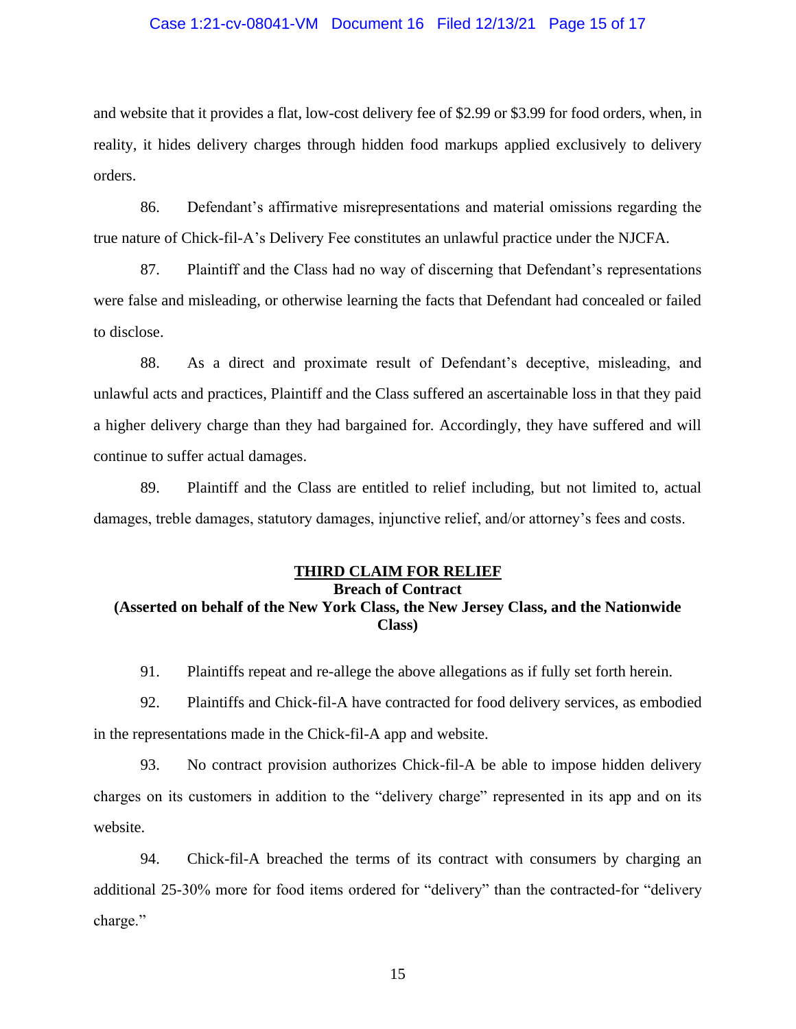and website that it provides a flat, low-cost delivery fee of $2.99 or $3.99 for food orders, when, in reality, it hides delivery charges through hidden food markups applied exclusively to delivery orders.

86. Defendant's affirmative misrepresentations and material omissions regarding the true nature of Chick-fil-A's Delivery Fee constitutes an unlawful practice under the NJCFA.

87. Plaintiff and the Class had no way of discerning that Defendant's representations were false and misleading, or otherwise learning the facts that Defendant had concealed or failed to disclose.

88. As a direct and proximate result of Defendant's deceptive, misleading, and unlawful acts and practices, Plaintiff and the Class suffered an ascertainable loss in that they paid a higher delivery charge than they had bargained for. Accordingly, they have suffered and will continue to suffer actual damages.

89. Plaintiff and the Class are entitled to relief including, but not limited to, actual damages, treble damages, statutory damages, injunctive relief, and/or attorney's fees and costs.

**THIRD CLAIM FOR RELIEF**
**Breach of Contract**
**(Asserted on behalf of the New York Class, the New Jersey Class, and the Nationwide Class)**

91. Plaintiffs repeat and re-allege the above allegations as if fully set forth herein.

92. Plaintiffs and Chick-fil-A have contracted for food delivery services, as embodied in the representations made in the Chick-fil-A app and website.

93. No contract provision authorizes Chick-fil-A be able to impose hidden delivery charges on its customers in addition to the "delivery charge" represented in its app and on its website.

94. Chick-fil-A breached the terms of its contract with consumers by charging an additional 25-30% more for food items ordered for "delivery" than the contracted-for "delivery charge."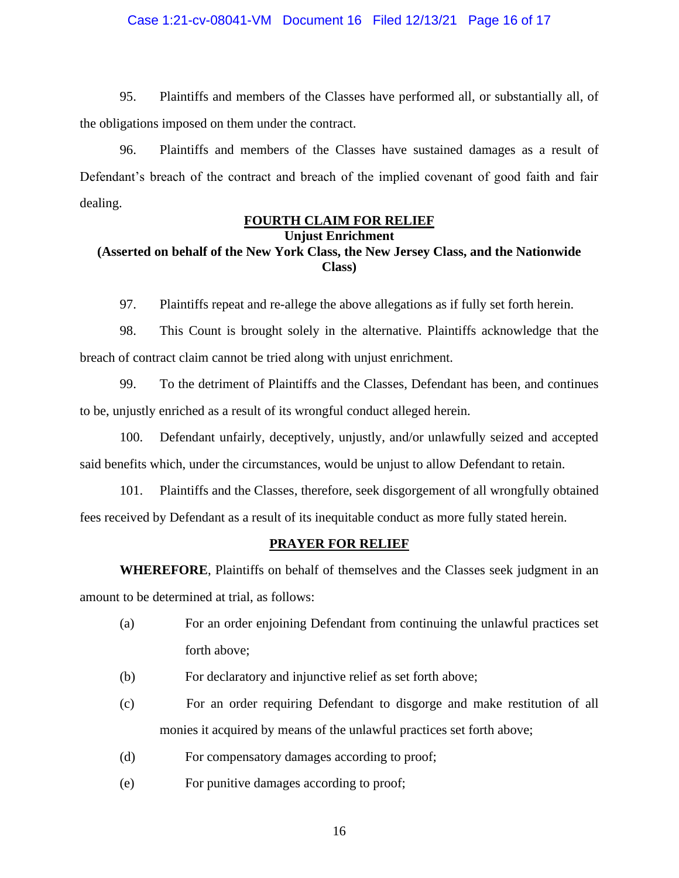95. Plaintiffs and members of the Classes have performed all, or substantially all, of the obligations imposed on them under the contract.

96. Plaintiffs and members of the Classes have sustained damages as a result of Defendant's breach of the contract and breach of the implied covenant of good faith and fair dealing.

**FOURTH CLAIM FOR RELIEF**
**Unjust Enrichment**
**(Asserted on behalf of the New York Class, the New Jersey Class, and the Nationwide Class)**

97. Plaintiffs repeat and re-allege the above allegations as if fully set forth herein.

98. This Count is brought solely in the alternative. Plaintiffs acknowledge that the breach of contract claim cannot be tried along with unjust enrichment.

99. To the detriment of Plaintiffs and the Classes, Defendant has been, and continues to be, unjustly enriched as a result of its wrongful conduct alleged herein.

100. Defendant unfairly, deceptively, unjustly, and/or unlawfully seized and accepted said benefits which, under the circumstances, would be unjust to allow Defendant to retain.

101. Plaintiffs and the Classes, therefore, seek disgorgement of all wrongfully obtained fees received by Defendant as a result of its inequitable conduct as more fully stated herein.

**PRAYER FOR RELIEF**

**WHEREFORE**, Plaintiffs on behalf of themselves and the Classes seek judgment in an amount to be determined at trial, as follows:

(a) For an order enjoining Defendant from continuing the unlawful practices set forth above;

(b) For declaratory and injunctive relief as set forth above;

(c) For an order requiring Defendant to disgorge and make restitution of all monies it acquired by means of the unlawful practices set forth above;

(d) For compensatory damages according to proof;

(e) For punitive damages according to proof;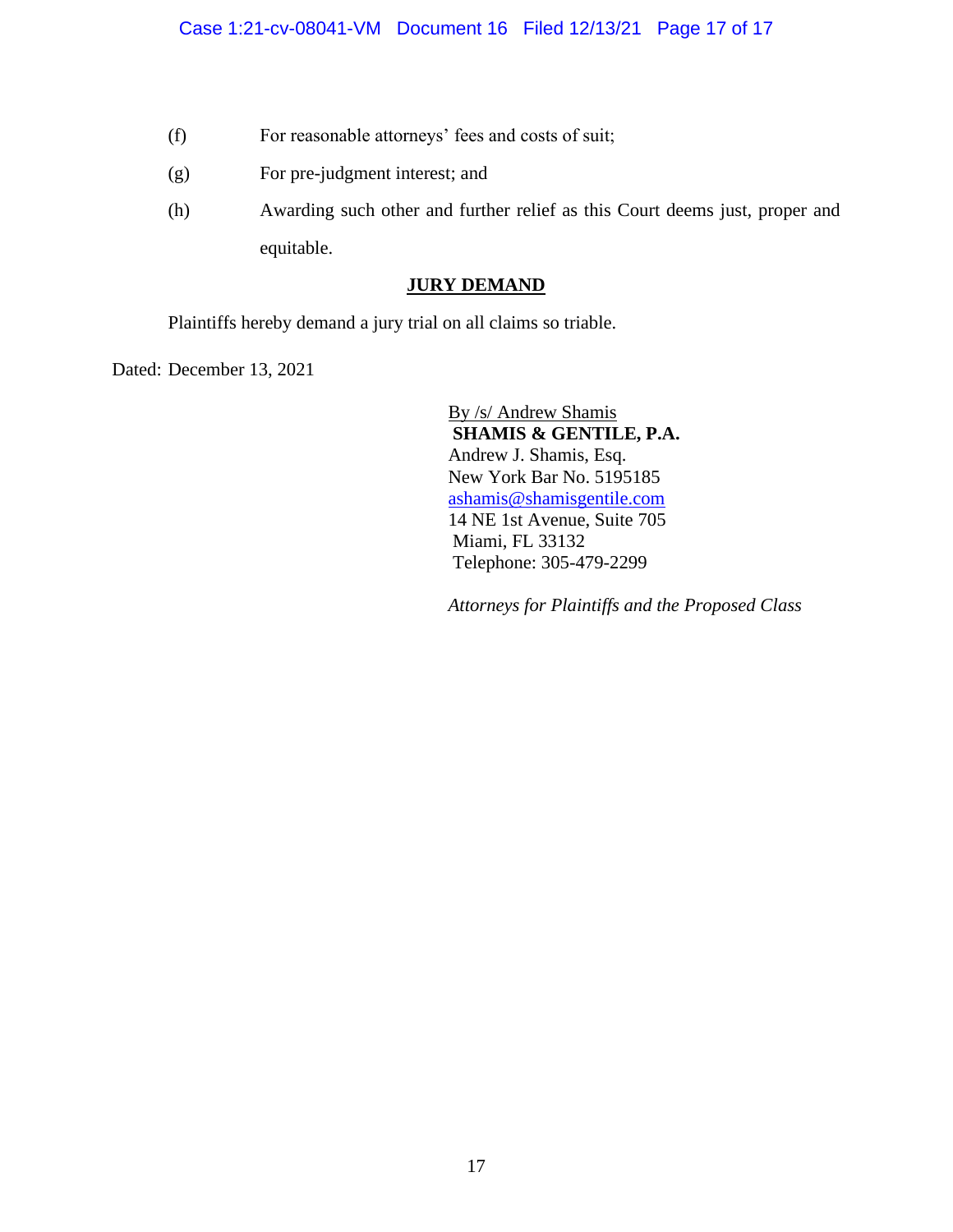(f) For reasonable attorneys' fees and costs of suit;

(g) For pre-judgment interest; and

(h) Awarding such other and further relief as this Court deems just, proper and equitable.

**JURY DEMAND**

Plaintiffs hereby demand a jury trial on all claims so triable.

Dated: December 13, 2021

By /s/ Andrew Shamis
**SHAMIS & GENTILE, P.A.**
Andrew J. Shamis, Esq.
New York Bar No. 5195185
ashamis@shamisgentile.com
14 NE 1st Avenue, Suite 705
Miami, FL 33132
Telephone: 305-479-2299

*Attorneys for Plaintiffs and the Proposed Class*